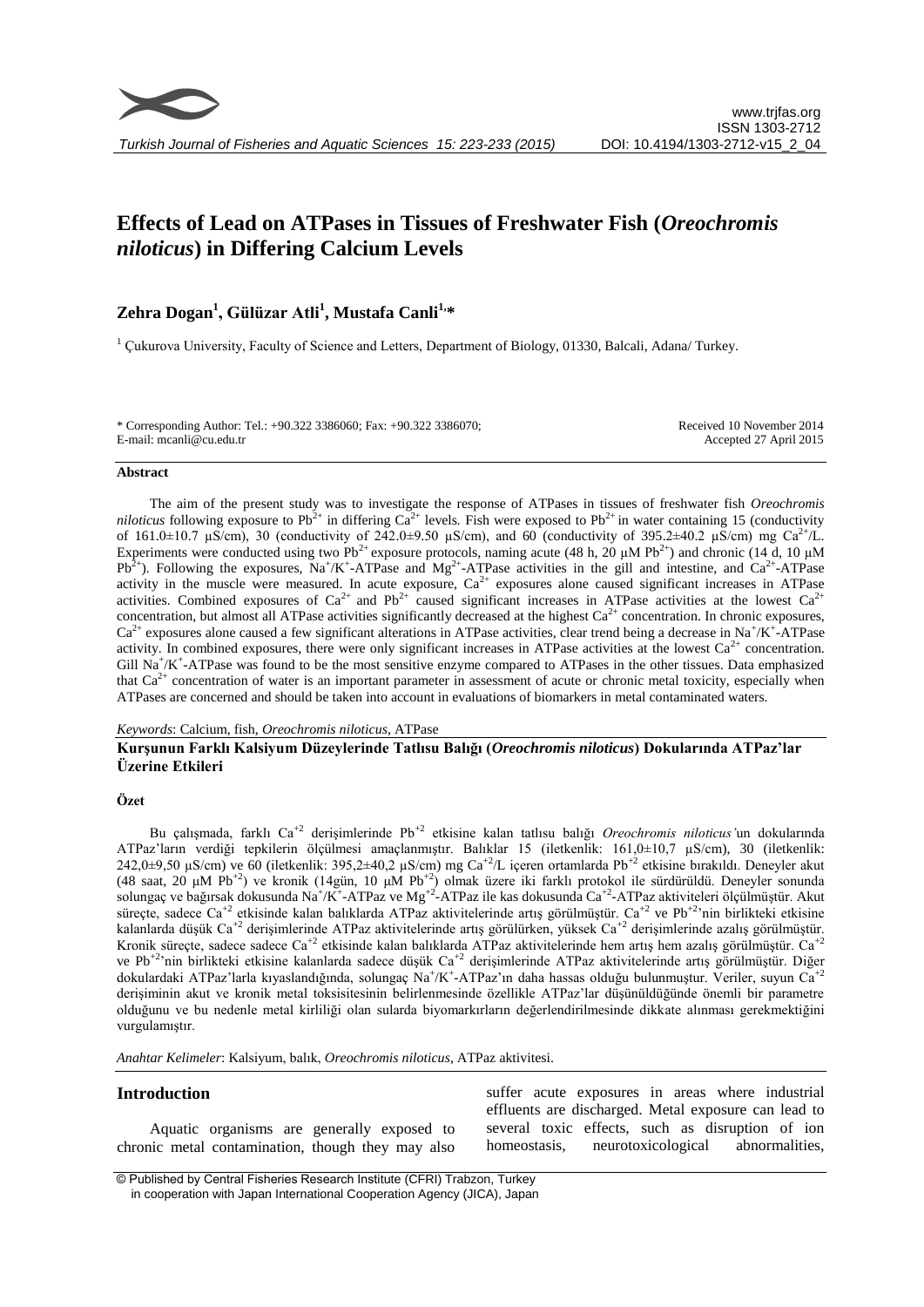# Effects of Lead on ATPases in Tissues of Freshwater Fish (*Oreochromis niloticus*) in Differing Calcium Levels

**Zehra Dogan[1], Gülüzar Atli[1], Mustafa Canli[1,*]**

[1] Çukurova University, Faculty of Science and Letters, Department of Biology, 01330, Balcali, Adana/ Turkey.

\* Corresponding Author: Tel.: +90.322 3386060; Fax: +90.322 3386070;
E-mail: mcanli@cu.edu.tr

Received 10 November 2014
Accepted 27 April 2015

## Abstract

The aim of the present study was to investigate the response of ATPases in tissues of freshwater fish *Oreochromis niloticus* following exposure to $Pb^{2+}$ in differing $Ca^{2+}$ levels. Fish were exposed to $Pb^{2+}$ in water containing 15 (conductivity of 161.0±10.7 µS/cm), 30 (conductivity of 242.0±9.50 µS/cm), and 60 (conductivity of 395.2±40.2 µS/cm) mg $Ca^{2+}$/L. Experiments were conducted using two $Pb^{2+}$ exposure protocols, naming acute (48 h, 20 µM $Pb^{2+}$) and chronic (14 d, 10 µM $Pb^{2+}$). Following the exposures, $Na^+/K^+$-ATPase and $Mg^{2+}$-ATPase activities in the gill and intestine, and $Ca^{2+}$-ATPase activity in the muscle were measured. In acute exposure, $Ca^{2+}$ exposures alone caused significant increases in ATPase activities. Combined exposures of $Ca^{2+}$ and $Pb^{2+}$ caused significant increases in ATPase activities at the lowest $Ca^{2+}$ concentration, but almost all ATPase activities significantly decreased at the highest $Ca^{2+}$ concentration. In chronic exposures, $Ca^{2+}$ exposures alone caused a few significant alterations in ATPase activities, clear trend being a decrease in $Na^+/K^+$-ATPase activity. In combined exposures, there were only significant increases in ATPase activities at the lowest $Ca^{2+}$ concentration. Gill $Na^+/K^+$-ATPase was found to be the most sensitive enzyme compared to ATPases in the other tissues. Data emphasized that $Ca^{2+}$ concentration of water is an important parameter in assessment of acute or chronic metal toxicity, especially when ATPases are concerned and should be taken into account in evaluations of biomarkers in metal contaminated waters.

*Keywords*: Calcium, fish, *Oreochromis niloticus*, ATPase

## Kurşunun Farklı Kalsiyum Düzeylerinde Tatlısu Balığı (*Oreochromis niloticus*) Dokularında ATPaz'lar Üzerine Etkileri

### Özet

Bu çalışmada, farklı $Ca^{+2}$ derişimlerinde $Pb^{+2}$ etkisine kalan tatlısu balığı *Oreochromis niloticus*'un dokularında ATPaz'ların verdiği tepkilerin ölçülmesi amaçlanmıştır. Balıklar 15 (iletkenlik: 161,0±10,7 µS/cm), 30 (iletkenlik: 242,0±9,50 µS/cm) ve 60 (iletkenlik: 395,2±40,2 µS/cm) mg $Ca^{+2}$/L içeren ortamlarda $Pb^{+2}$ etkisine bırakıldı. Deneyler akut (48 saat, 20 µM $Pb^{+2}$) ve kronik (14gün, 10 µM $Pb^{+2}$) olmak üzere iki farklı protokol ile sürdürüldü. Deneyler sonunda solungaç ve bağırsak dokusunda $Na^+/K^+$-ATPaz ve $Mg^{+2}$-ATPaz ile kas dokusunda $Ca^{+2}$-ATPaz aktiviteleri ölçülmüştür. Akut süreçte, sadece $Ca^{+2}$ etkisinde kalan balıklarda ATPaz aktivitelerinde artış görülmüştür. $Ca^{+2}$ ve $Pb^{+2}$'nin birlikteki etkisine kalanlarda düşük $Ca^{+2}$ derişimlerinde ATPaz aktivitelerinde artış görülürken, yüksek $Ca^{+2}$ derişimlerinde azalış görülmüştür. Kronik süreçte, sadece sadece $Ca^{+2}$ etkisinde kalan balıklarda ATPaz aktivitelerinde hem artış hem azalış görülmüştür. $Ca^{+2}$ ve $Pb^{+2}$'nin birlikteki etkisine kalanlarda sadece düşük $Ca^{+2}$ derişimlerinde ATPaz aktivitelerinde artış görülmüştür. Diğer dokulardaki ATPaz'larla kıyaslandığında, solungaç $Na^+/K^+$-ATPaz'ın daha hassas olduğu bulunmuştur. Veriler, suyun $Ca^{+2}$ derişiminin akut ve kronik metal toksisitesinin belirlenmesinde özellikle ATPaz'lar düşünüldüğünde önemli bir parametre olduğunu ve bu nedenle metal kirliliği olan sularda biyomarkırların değerlendirilmesinde dikkate alınması gerekmektiğini vurgulamıştır.

*Anahtar Kelimeler*: Kalsiyum, balık, *Oreochromis niloticus*, ATPaz aktivitesi.

## Introduction

Aquatic organisms are generally exposed to chronic metal contamination, though they may also suffer acute exposures in areas where industrial effluents are discharged. Metal exposure can lead to several toxic effects, such as disruption of ion homeostasis, neurotoxicological abnormalities,

© Published by Central Fisheries Research Institute (CFRI) Trabzon, Turkey in cooperation with Japan International Cooperation Agency (JICA), Japan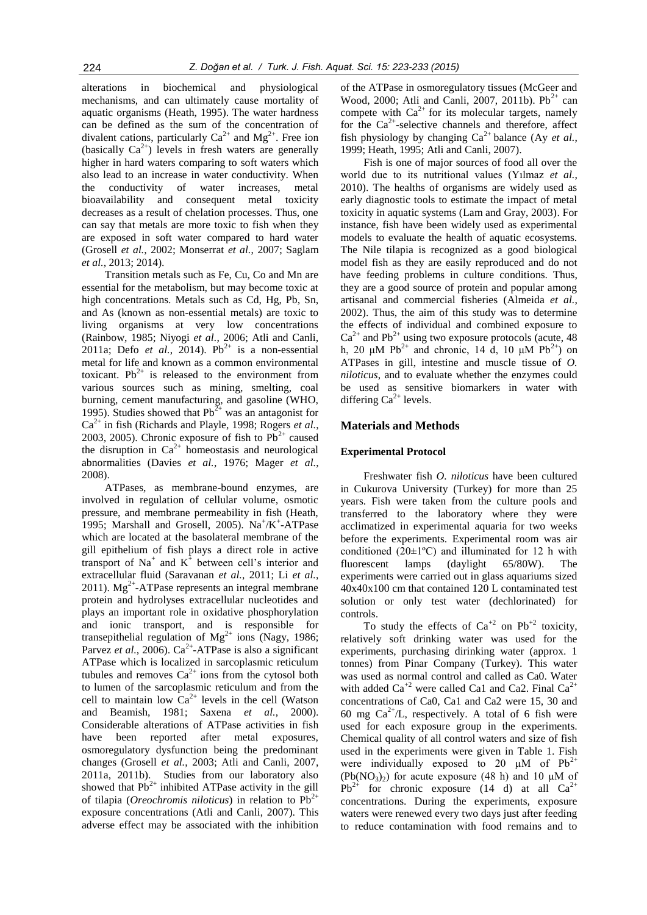alterations in biochemical and physiological mechanisms, and can ultimately cause mortality of aquatic organisms (Heath, 1995). The water hardness can be defined as the sum of the concentration of divalent cations, particularly $Ca^{2+}$ and $Mg^{2+}$. Free ion (basically $Ca^{2+}$) levels in fresh waters are generally higher in hard waters comparing to soft waters which also lead to an increase in water conductivity. When the conductivity of water increases, metal bioavailability and consequent metal toxicity decreases as a result of chelation processes. Thus, one can say that metals are more toxic to fish when they are exposed in soft water compared to hard water (Grosell *et al.*, 2002; Monserrat *et al.*, 2007; Saglam *et al.*, 2013; 2014).

Transition metals such as Fe, Cu, Co and Mn are essential for the metabolism, but may become toxic at high concentrations. Metals such as Cd, Hg, Pb, Sn, and As (known as non-essential metals) are toxic to living organisms at very low concentrations (Rainbow, 1985; Niyogi *et al.*, 2006; Atli and Canli, 2011a; Defo *et al.*, 2014). $Pb^{2+}$ is a non-essential metal for life and known as a common environmental toxicant. $Pb^{2+}$ is released to the environment from various sources such as mining, smelting, coal burning, cement manufacturing, and gasoline (WHO, 1995). Studies showed that $Pb^{2+}$ was an antagonist for $Ca^{2+}$ in fish (Richards and Playle, 1998; Rogers *et al.*, 2003, 2005). Chronic exposure of fish to $Pb^{2+}$ caused the disruption in $Ca^{2+}$ homeostasis and neurological abnormalities (Davies *et al.*, 1976; Mager *et al.*, 2008).

ATPases, as membrane-bound enzymes, are involved in regulation of cellular volume, osmotic pressure, and membrane permeability in fish (Heath, 1995; Marshall and Grosell, 2005). $Na^+/K^+$-ATPase which are located at the basolateral membrane of the gill epithelium of fish plays a direct role in active transport of $Na^+$ and $K^+$ between cell's interior and extracellular fluid (Saravanan *et al.*, 2011; Li *et al.*, 2011). $Mg^{2+}$-ATPase represents an integral membrane protein and hydrolyses extracellular nucleotides and plays an important role in oxidative phosphorylation and ionic transport, and is responsible for transepithelial regulation of $Mg^{2+}$ ions (Nagy, 1986; Parvez *et al.*, 2006). $Ca^{2+}$-ATPase is also a significant ATPase which is localized in sarcoplasmic reticulum tubules and removes $Ca^{2+}$ ions from the cytosol both to lumen of the sarcoplasmic reticulum and from the cell to maintain low $Ca^{2+}$ levels in the cell (Watson and Beamish, 1981; Saxena *et al.*, 2000). Considerable alterations of ATPase activities in fish have been reported after metal exposures, osmoregulatory dysfunction being the predominant changes (Grosell *et al.*, 2003; Atli and Canli, 2007, 2011a, 2011b). Studies from our laboratory also showed that $Pb^{2+}$ inhibited ATPase activity in the gill of tilapia (*Oreochromis niloticus*) in relation to $Pb^{2+}$ exposure concentrations (Atli and Canli, 2007). This adverse effect may be associated with the inhibition of the ATPase in osmoregulatory tissues (McGeer and Wood, 2000; Atli and Canli, 2007, 2011b). $Pb^{2+}$ can compete with $Ca^{2+}$ for its molecular targets, namely for the $Ca^{2+}$-selective channels and therefore, affect fish physiology by changing $Ca^{2+}$ balance (Ay *et al.*, 1999; Heath, 1995; Atli and Canli, 2007).

Fish is one of major sources of food all over the world due to its nutritional values (Yılmaz *et al.*, 2010). The healths of organisms are widely used as early diagnostic tools to estimate the impact of metal toxicity in aquatic systems (Lam and Gray, 2003). For instance, fish have been widely used as experimental models to evaluate the health of aquatic ecosystems. The Nile tilapia is recognized as a good biological model fish as they are easily reproduced and do not have feeding problems in culture conditions. Thus, they are a good source of protein and popular among artisanal and commercial fisheries (Almeida *et al.*, 2002). Thus, the aim of this study was to determine the effects of individual and combined exposure to $Ca^{2+}$ and $Pb^{2+}$ using two exposure protocols (acute, 48 h, 20 μM $Pb^{2+}$ and chronic, 14 d, 10 μM $Pb^{2+}$) on ATPases in gill, intestine and muscle tissue of *O. niloticus*, and to evaluate whether the enzymes could be used as sensitive biomarkers in water with differing $Ca^{2+}$ levels.

## Materials and Methods

### Experimental Protocol

Freshwater fish *O. niloticus* have been cultured in Cukurova University (Turkey) for more than 25 years. Fish were taken from the culture pools and transferred to the laboratory where they were acclimatized in experimental aquaria for two weeks before the experiments. Experimental room was air conditioned (20±1ºC) and illuminated for 12 h with fluorescent lamps (daylight 65/80W). The experiments were carried out in glass aquariums sized 40x40x100 cm that contained 120 L contaminated test solution or only test water (dechlorinated) for controls.

To study the effects of $Ca^{+2}$ on $Pb^{+2}$ toxicity, relatively soft drinking water was used for the experiments, purchasing dirinking water (approx. 1 tonnes) from Pinar Company (Turkey). This water was used as normal control and called as Ca0. Water with added $Ca^{+2}$ were called Ca1 and Ca2. Final $Ca^{2+}$ concentrations of Ca0, Ca1 and Ca2 were 15, 30 and 60 mg $Ca^{2+}$/L, respectively. A total of 6 fish were used for each exposure group in the experiments. Chemical quality of all control waters and size of fish used in the experiments were given in Table 1. Fish were individually exposed to 20 μM of $Pb^{2+}$ ($Pb(NO_3)_2$) for acute exposure (48 h) and 10 μM of $Pb^{2+}$ for chronic exposure (14 d) at all $Ca^{2+}$ concentrations. During the experiments, exposure waters were renewed every two days just after feeding to reduce contamination with food remains and to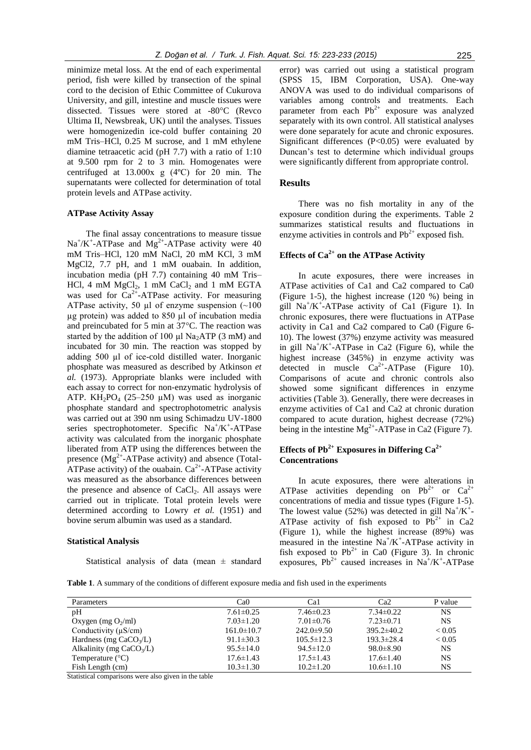minimize metal loss. At the end of each experimental period, fish were killed by transection of the spinal cord to the decision of Ethic Committee of Cukurova University, and gill, intestine and muscle tissues were dissected. Tissues were stored at -80°C (Revco Ultima II, Newsbreak, UK) until the analyses. Tissues were homogenizedin ice-cold buffer containing 20 mM Tris–HCl, 0.25 M sucrose, and 1 mM ethylene diamine tetraacetic acid (pH 7.7) with a ratio of 1:10 at 9.500 rpm for 2 to 3 min. Homogenates were centrifuged at 13.000x g (4ºC) for 20 min. The supernatants were collected for determination of total protein levels and ATPase activity.

### ATPase Activity Assay

The final assay concentrations to measure tissue $Na^+/K^+$-ATPase and $Mg^{2+}$-ATPase activity were 40 mM Tris–HCl, 120 mM NaCl, 20 mM KCl, 3 mM MgCl2, 7.7 pH, and 1 mM ouabain. In addition, incubation media (pH 7.7) containing 40 mM Tris–HCl, 4 mM $MgCl_2$, 1 mM $CaCl_2$ and 1 mM EGTA was used for $Ca^{2+}$-ATPase activity. For measuring ATPase activity, 50 µl of enzyme suspension (~100 µg protein) was added to 850 µl of incubation media and preincubated for 5 min at 37°C. The reaction was started by the addition of 100 µl $Na_2ATP$ (3 mM) and incubated for 30 min. The reaction was stopped by adding 500 µl of ice-cold distilled water. Inorganic phosphate was measured as described by Atkinson *et al.* (1973). Appropriate blanks were included with each assay to correct for non-enzymatic hydrolysis of ATP. $KH_2PO_4$ (25–250 µM) was used as inorganic phosphate standard and spectrophotometric analysis was carried out at 390 nm using Schimadzu UV-1800 series spectrophotometer. Specific $Na^+/K^+$-ATPase activity was calculated from the inorganic phosphate liberated from ATP using the differences between the presence ($Mg^{2+}$-ATPase activity) and absence (Total-ATPase activity) of the ouabain. $Ca^{2+}$-ATPase activity was measured as the absorbance differences between the presence and absence of $CaCl_2$. All assays were carried out in triplicate. Total protein levels were determined according to Lowry *et al.* (1951) and bovine serum albumin was used as a standard.

### Statistical Analysis

Statistical analysis of data (mean ± standard error) was carried out using a statistical program (SPSS 15, IBM Corporation, USA). One-way ANOVA was used to do individual comparisons of variables among controls and treatments. Each parameter from each $Pb^{2+}$ exposure was analyzed separately with its own control. All statistical analyses were done separately for acute and chronic exposures. Significant differences ($P<0.05$) were evaluated by Duncan's test to determine which individual groups were significantly different from appropriate control.

## Results

There was no fish mortality in any of the exposure condition during the experiments. Table 2 summarizes statistical results and fluctuations in enzyme activities in controls and $Pb^{2+}$ exposed fish.

### Effects of $Ca^{2+}$ on the ATPase Activity

In acute exposures, there were increases in ATPase activities of Ca1 and Ca2 compared to Ca0 (Figure 1-5), the highest increase (120 %) being in gill $Na^+/K^+$-ATPase activity of Ca1 (Figure 1). In chronic exposures, there were fluctuations in ATPase activity in Ca1 and Ca2 compared to Ca0 (Figure 6-10). The lowest (37%) enzyme activity was measured in gill $Na^+/K^+$-ATPase in Ca2 (Figure 6), while the highest increase (345%) in enzyme activity was detected in muscle $Ca^{2+}$-ATPase (Figure 10). Comparisons of acute and chronic controls also showed some significant differences in enzyme activities (Table 3). Generally, there were decreases in enzyme activities of Ca1 and Ca2 at chronic duration compared to acute duration, highest decrease (72%) being in the intestine $Mg^{2+}$-ATPase in Ca2 (Figure 7).

### Effects of $Pb^{2+}$ Exposures in Differing $Ca^{2+}$ Concentrations

In acute exposures, there were alterations in ATPase activities depending on $Pb^{2+}$ or $Ca^{2+}$ concentrations of media and tissue types (Figure 1-5). The lowest value (52%) was detected in gill $Na^+/K^+$-ATPase activity of fish exposed to $Pb^{2+}$ in Ca2 (Figure 1), while the highest increase (89%) was measured in the intestine $Na^+/K^+$-ATPase activity in fish exposed to $Pb^{2+}$ in Ca0 (Figure 3). In chronic exposures, $Pb^{2+}$ caused increases in $Na^+/K^+$-ATPase

**Table 1**. A summary of the conditions of different exposure media and fish used in the experiments

| Parameters | Ca0 | Ca1 | Ca2 | P value |
|---|---|---|---|---|
| pH | 7.61±0.25 | 7.46±0.23 | 7.34±0.22 | NS |
| Oxygen (mg $O_2$/ml) | 7.03±1.20 | 7.01±0.76 | 7.23±0.71 | NS |
| Conductivity (µS/cm) | 161.0±10.7 | 242.0±9.50 | 395.2±40.2 | < 0.05 |
| Hardness (mg $CaCO_3$/L) | 91.1±30.3 | 105.5±12.3 | 193.3±28.4 | < 0.05 |
| Alkalinity (mg $CaCO_3$/L) | 95.5±14.0 | 94.5±12.0 | 98.0±8.90 | NS |
| Temperature (°C) | 17.6±1.43 | 17.5±1.43 | 17.6±1.40 | NS |
| Fish Length (cm) | 10.3±1.30 | 10.2±1.20 | 10.6±1.10 | NS |

Statistical comparisons were also given in the table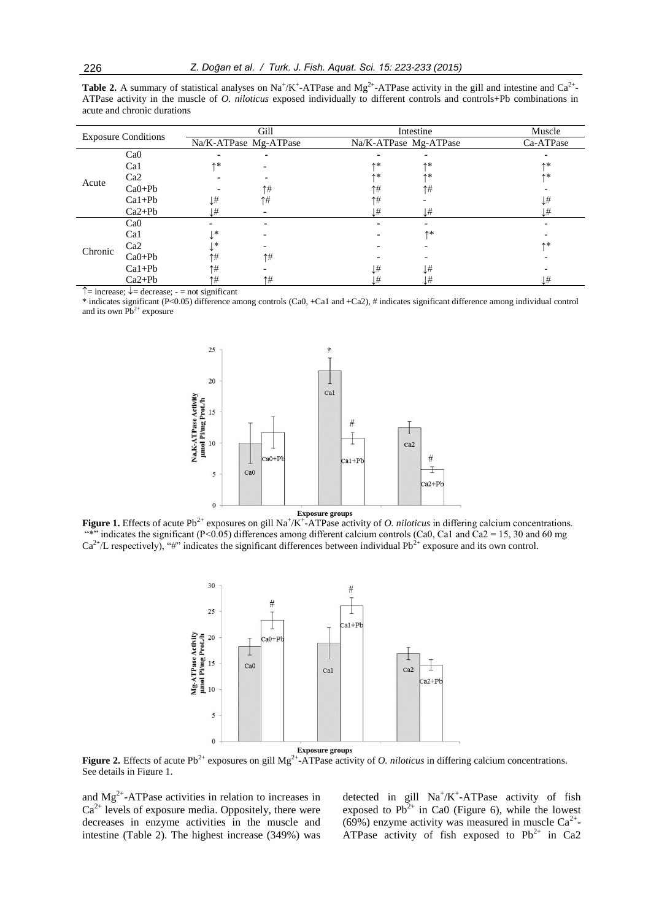**Table 2.** A summary of statistical analyses on $Na^+/K^+$-ATPase and $Mg^{2+}$-ATPase activity in the gill and intestine and $Ca^{2+}$-ATPase activity in the muscle of *O. niloticus* exposed individually to different controls and controls+Pb combinations in acute and chronic durations

| Exposure Conditions | | Gill | | Intestine | | Muscle |
|---|---|---|---|---|---|---|
| | | Na/K-ATPase | Mg-ATPase | Na/K-ATPase | Mg-ATPase | Ca-ATPase |
| Acute | Ca0 | - | - | - | - | - |
| | Ca1 | ↑* | - | ↑* | ↑* | ↑* |
| | Ca2 | - | - | ↑* | ↑* | ↑* |
| | Ca0+Pb | - | ↑# | ↑# | ↑# | - |
| | Ca1+Pb | ↓# | ↑# | ↑# | - | ↓# |
| | Ca2+Pb | ↓# | - | ↓# | ↓# | ↓# |
| Chronic | Ca0 | - | - | - | - | - |
| | Ca1 | ↓* | - | - | ↑* | - |
| | Ca2 | ↓* | - | - | - | ↑* |
| | Ca0+Pb | ↑# | ↑# | - | - | - |
| | Ca1+Pb | ↑# | - | ↓# | ↓# | - |
| | Ca2+Pb | ↑# | ↑# | ↓# | ↓# | ↓# |

↑= increase; ↓= decrease; - = not significant

\* indicates significant ($P<0.05$) difference among controls (Ca0, +Ca1 and +Ca2), # indicates significant difference among individual control and its own $Pb^{2+}$ exposure

**Figure 1.** Effects of acute $Pb^{2+}$ exposures on gill $Na^+/K^+$-ATPase activity of *O. niloticus* in differing calcium concentrations. "\*" indicates the significant ($P<0.05$) differences among different calcium controls (Ca0, Ca1 and Ca2 = 15, 30 and 60 mg $Ca^{2+}$/L respectively), "#" indicates the significant differences between individual $Pb^{2+}$ exposure and its own control.

**Figure 2.** Effects of acute $Pb^{2+}$ exposures on gill $Mg^{2+}$-ATPase activity of *O. niloticus* in differing calcium concentrations. See details in Figure 1.

and $Mg^{2+}$-ATPase activities in relation to increases in $Ca^{2+}$ levels of exposure media. Oppositely, there were decreases in enzyme activities in the muscle and intestine (Table 2). The highest increase (349%) was detected in gill $Na^+/K^+$-ATPase activity of fish exposed to $Pb^{2+}$ in Ca0 (Figure 6), while the lowest (69%) enzyme activity was measured in muscle $Ca^{2+}$-ATPase activity of fish exposed to $Pb^{2+}$ in Ca2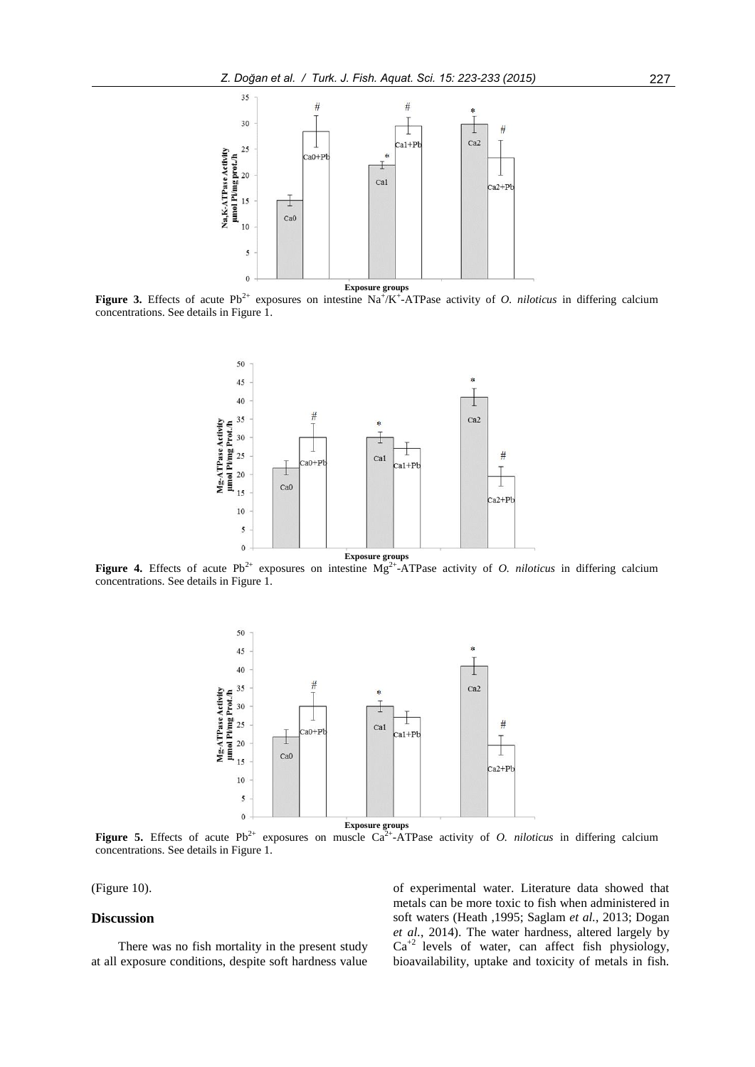Figure 3. Effects of acute $Pb^{2+}$ exposures on intestine $Na^{+}/K^{+}$-ATPase activity of *O. niloticus* in differing calcium concentrations. See details in Figure 1.

Figure 4. Effects of acute $Pb^{2+}$ exposures on intestine $Mg^{2+}$-ATPase activity of *O. niloticus* in differing calcium concentrations. See details in Figure 1.

Figure 5. Effects of acute $Pb^{2+}$ exposures on muscle $Ca^{2+}$-ATPase activity of *O. niloticus* in differing calcium concentrations. See details in Figure 1.

(Figure 10).

## Discussion

There was no fish mortality in the present study at all exposure conditions, despite soft hardness value of experimental water. Literature data showed that metals can be more toxic to fish when administered in soft waters (Heath ,1995; Saglam *et al.*, 2013; Dogan *et al.*, 2014). The water hardness, altered largely by $Ca^{+2}$ levels of water, can affect fish physiology, bioavailability, uptake and toxicity of metals in fish.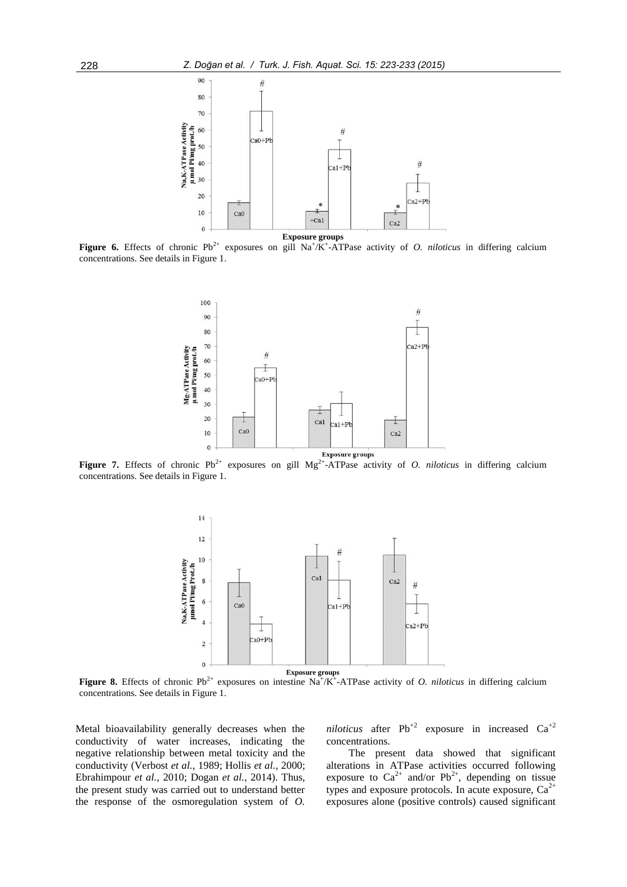**Figure 6.** Effects of chronic $Pb^{2+}$ exposures on gill $Na^+/K^+$-ATPase activity of *O. niloticus* in differing calcium concentrations. See details in Figure 1.

**Figure 7.** Effects of chronic $Pb^{2+}$ exposures on gill $Mg^{2+}$-ATPase activity of *O. niloticus* in differing calcium concentrations. See details in Figure 1.

**Figure 8.** Effects of chronic $Pb^{2+}$ exposures on intestine $Na^+/K^+$-ATPase activity of *O. niloticus* in differing calcium concentrations. See details in Figure 1.

Metal bioavailability generally decreases when the conductivity of water increases, indicating the negative relationship between metal toxicity and the conductivity (Verbost *et al.*, 1989; Hollis *et al.*, 2000; Ebrahimpour *et al.*, 2010; Dogan *et al.*, 2014). Thus, the present study was carried out to understand better the response of the osmoregulation system of *O. niloticus* after $Pb^{+2}$ exposure in increased $Ca^{+2}$ concentrations.

The present data showed that significant alterations in ATPase activities occurred following exposure to $Ca^{2+}$ and/or $Pb^{2+}$, depending on tissue types and exposure protocols. In acute exposure, $Ca^{2+}$ exposures alone (positive controls) caused significant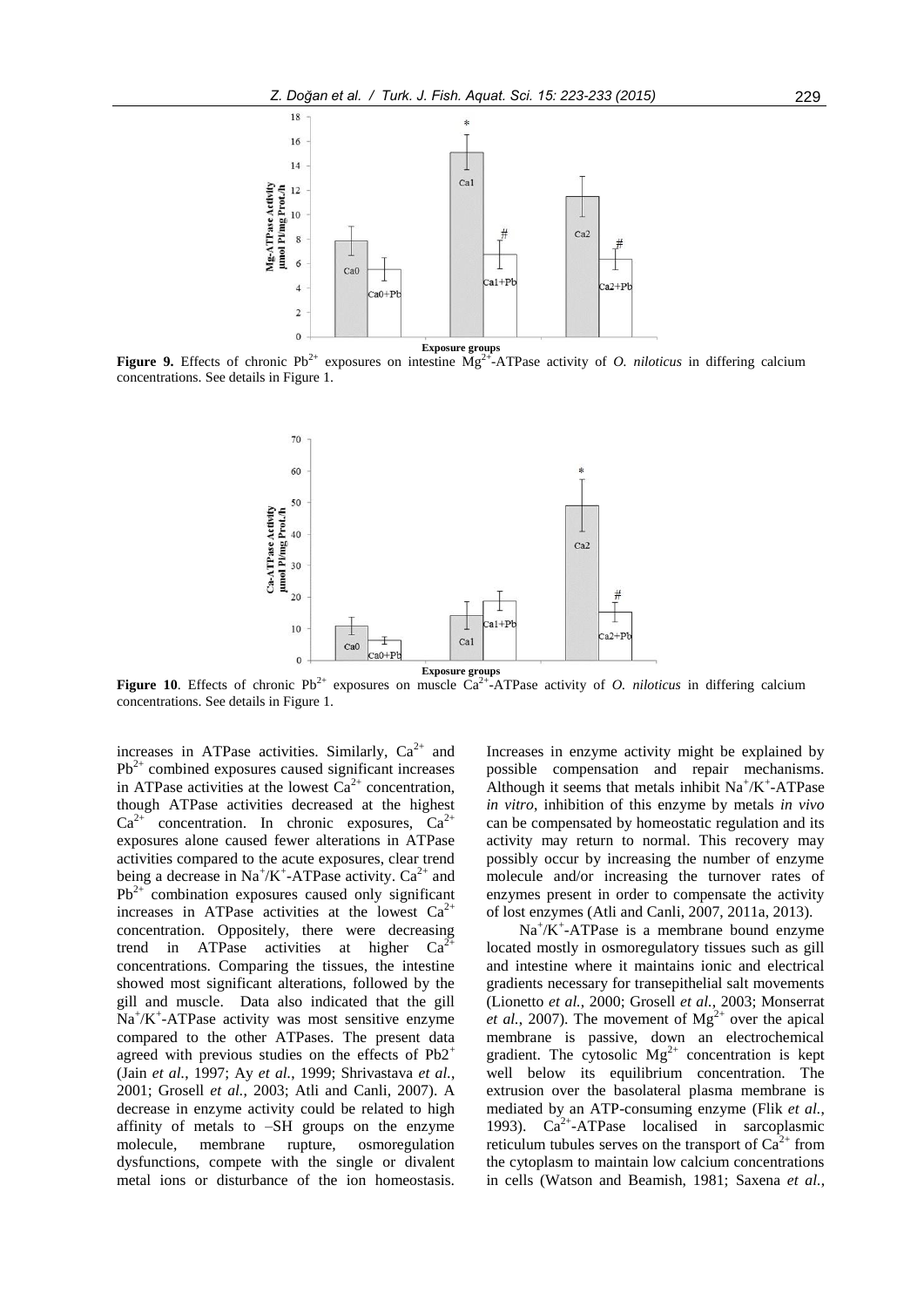**Figure 9.** Effects of chronic $Pb^{2+}$ exposures on intestine $Mg^{2+}$-ATPase activity of *O. niloticus* in differing calcium concentrations. See details in Figure 1.

**Figure 10**. Effects of chronic $Pb^{2+}$ exposures on muscle $Ca^{2+}$-ATPase activity of *O. niloticus* in differing calcium concentrations. See details in Figure 1.

increases in ATPase activities. Similarly, $Ca^{2+}$ and $Pb^{2+}$ combined exposures caused significant increases in ATPase activities at the lowest $Ca^{2+}$ concentration, though ATPase activities decreased at the highest $Ca^{2+}$ concentration. In chronic exposures, $Ca^{2+}$ exposures alone caused fewer alterations in ATPase activities compared to the acute exposures, clear trend being a decrease in $Na^+/K^+$-ATPase activity. $Ca^{2+}$ and $Pb^{2+}$ combination exposures caused only significant increases in ATPase activities at the lowest $Ca^{2+}$ concentration. Oppositely, there were decreasing trend in ATPase activities at higher $Ca^{2+}$ concentrations. Comparing the tissues, the intestine showed most significant alterations, followed by the gill and muscle. Data also indicated that the gill $Na^+/K^+$-ATPase activity was most sensitive enzyme compared to the other ATPases. The present data agreed with previous studies on the effects of $Pb2^+$ (Jain *et al.*, 1997; Ay *et al.*, 1999; Shrivastava *et al.*, 2001; Grosell *et al.*, 2003; Atli and Canli, 2007). A decrease in enzyme activity could be related to high affinity of metals to –SH groups on the enzyme molecule, membrane rupture, osmoregulation dysfunctions, compete with the single or divalent metal ions or disturbance of the ion homeostasis. Increases in enzyme activity might be explained by possible compensation and repair mechanisms. Although it seems that metals inhibit $Na^+/K^+$-ATPase *in vitro*, inhibition of this enzyme by metals *in vivo* can be compensated by homeostatic regulation and its activity may return to normal. This recovery may possibly occur by increasing the number of enzyme molecule and/or increasing the turnover rates of enzymes present in order to compensate the activity of lost enzymes (Atli and Canli, 2007, 2011a, 2013).

$Na^+/K^+$-ATPase is a membrane bound enzyme located mostly in osmoregulatory tissues such as gill and intestine where it maintains ionic and electrical gradients necessary for transepithelial salt movements (Lionetto *et al.*, 2000; Grosell *et al.*, 2003; Monserrat *et al.*, 2007). The movement of $Mg^{2+}$ over the apical membrane is passive, down an electrochemical gradient. The cytosolic $Mg^{2+}$ concentration is kept well below its equilibrium concentration. The extrusion over the basolateral plasma membrane is mediated by an ATP-consuming enzyme (Flik *et al.*, 1993). $Ca^{2+}$-ATPase localised in sarcoplasmic reticulum tubules serves on the transport of $Ca^{2+}$ from the cytoplasm to maintain low calcium concentrations in cells (Watson and Beamish, 1981; Saxena *et al.*,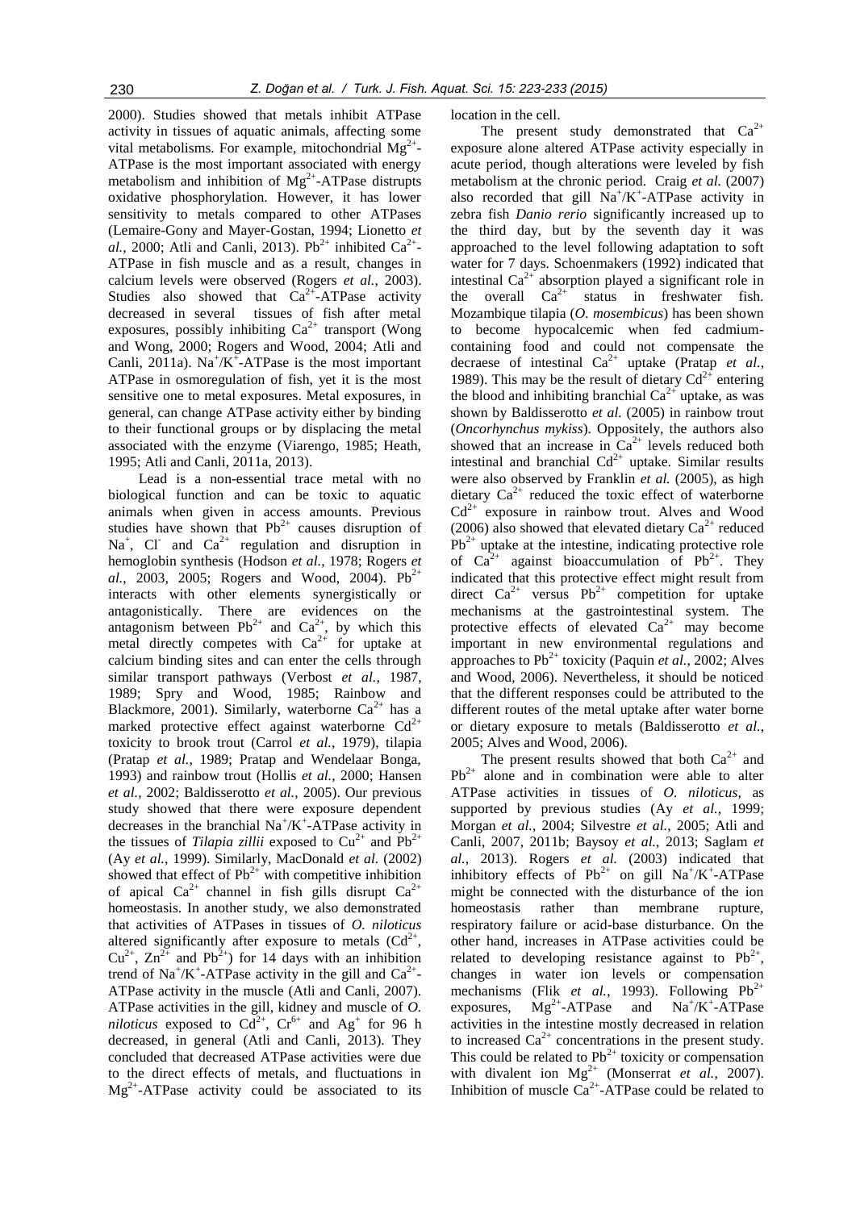2000). Studies showed that metals inhibit ATPase activity in tissues of aquatic animals, affecting some vital metabolisms. For example, mitochondrial $Mg^{2+}$-ATPase is the most important associated with energy metabolism and inhibition of $Mg^{2+}$-ATPase distrupts oxidative phosphorylation. However, it has lower sensitivity to metals compared to other ATPases (Lemaire-Gony and Mayer-Gostan, 1994; Lionetto *et al.*, 2000; Atli and Canli, 2013). $Pb^{2+}$ inhibited $Ca^{2+}$-ATPase in fish muscle and as a result, changes in calcium levels were observed (Rogers *et al.*, 2003). Studies also showed that $Ca^{2+}$-ATPase activity decreased in several tissues of fish after metal exposures, possibly inhibiting $Ca^{2+}$ transport (Wong and Wong, 2000; Rogers and Wood, 2004; Atli and Canli, 2011a). $Na^+/K^+$-ATPase is the most important ATPase in osmoregulation of fish, yet it is the most sensitive one to metal exposures. Metal exposures, in general, can change ATPase activity either by binding to their functional groups or by displacing the metal associated with the enzyme (Viarengo, 1985; Heath, 1995; Atli and Canli, 2011a, 2013).

Lead is a non-essential trace metal with no biological function and can be toxic to aquatic animals when given in access amounts. Previous studies have shown that $Pb^{2+}$ causes disruption of $Na^+$, $Cl^-$ and $Ca^{2+}$ regulation and disruption in hemoglobin synthesis (Hodson *et al.*, 1978; Rogers *et al.*, 2003, 2005; Rogers and Wood, 2004). $Pb^{2+}$ interacts with other elements synergistically or antagonistically. There are evidences on the antagonism between $Pb^{2+}$ and $Ca^{2+}$, by which this metal directly competes with $Ca^{2+}$ for uptake at calcium binding sites and can enter the cells through similar transport pathways (Verbost *et al.*, 1987, 1989; Spry and Wood, 1985; Rainbow and Blackmore, 2001). Similarly, waterborne $Ca^{2+}$ has a marked protective effect against waterborne $Cd^{2+}$ toxicity to brook trout (Carrol *et al.*, 1979), tilapia (Pratap *et al.*, 1989; Pratap and Wendelaar Bonga, 1993) and rainbow trout (Hollis *et al.*, 2000; Hansen *et al.*, 2002; Baldisserotto *et al.*, 2005). Our previous study showed that there were exposure dependent decreases in the branchial $Na^+/K^+$-ATPase activity in the tissues of *Tilapia zillii* exposed to $Cu^{2+}$ and $Pb^{2+}$ (Ay *et al.*, 1999). Similarly, MacDonald *et al.* (2002) showed that effect of $Pb^{2+}$ with competitive inhibition of apical $Ca^{2+}$ channel in fish gills disrupt $Ca^{2+}$ homeostasis. In another study, we also demonstrated that activities of ATPases in tissues of *O. niloticus* altered significantly after exposure to metals ($Cd^{2+}$, $Cu^{2+}$, $Zn^{2+}$ and $Pb^{2+}$) for 14 days with an inhibition trend of $Na^+/K^+$-ATPase activity in the gill and $Ca^{2+}$-ATPase activity in the muscle (Atli and Canli, 2007). ATPase activities in the gill, kidney and muscle of *O. niloticus* exposed to $Cd^{2+}$, $Cr^{6+}$ and $Ag^+$ for 96 h decreased, in general (Atli and Canli, 2013). They concluded that decreased ATPase activities were due to the direct effects of metals, and fluctuations in $Mg^{2+}$-ATPase activity could be associated to its location in the cell.

The present study demonstrated that $Ca^{2+}$ exposure alone altered ATPase activity especially in acute period, though alterations were leveled by fish metabolism at the chronic period. Craig *et al.* (2007) also recorded that gill $Na^+/K^+$-ATPase activity in zebra fish *Danio rerio* significantly increased up to the third day, but by the seventh day it was approached to the level following adaptation to soft water for 7 days. Schoenmakers (1992) indicated that intestinal $Ca^{2+}$ absorption played a significant role in the overall $Ca^{2+}$ status in freshwater fish. Mozambique tilapia (*O. mosembicus*) has been shown to become hypocalcemic when fed cadmium-containing food and could not compensate the decraese of intestinal $Ca^{2+}$ uptake (Pratap *et al.*, 1989). This may be the result of dietary $Cd^{2+}$ entering the blood and inhibiting branchial $Ca^{2+}$ uptake, as was shown by Baldisserotto *et al.* (2005) in rainbow trout (*Oncorhynchus mykiss*). Oppositely, the authors also showed that an increase in $Ca^{2+}$ levels reduced both intestinal and branchial $Cd^{2+}$ uptake. Similar results were also observed by Franklin *et al.* (2005), as high dietary $Ca^{2+}$ reduced the toxic effect of waterborne $Cd^{2+}$ exposure in rainbow trout. Alves and Wood (2006) also showed that elevated dietary $Ca^{2+}$ reduced $Pb^{2+}$ uptake at the intestine, indicating protective role of $Ca^{2+}$ against bioaccumulation of $Pb^{2+}$. They indicated that this protective effect might result from direct $Ca^{2+}$ versus $Pb^{2+}$ competition for uptake mechanisms at the gastrointestinal system. The protective effects of elevated $Ca^{2+}$ may become important in new environmental regulations and approaches to $Pb^{2+}$ toxicity (Paquin *et al.*, 2002; Alves and Wood, 2006). Nevertheless, it should be noticed that the different responses could be attributed to the different routes of the metal uptake after water borne or dietary exposure to metals (Baldisserotto *et al.*, 2005; Alves and Wood, 2006).

The present results showed that both $Ca^{2+}$ and $Pb^{2+}$ alone and in combination were able to alter ATPase activities in tissues of *O. niloticus*, as supported by previous studies (Ay *et al.*, 1999; Morgan *et al.*, 2004; Silvestre *et al.*, 2005; Atli and Canli, 2007, 2011b; Baysoy *et al.*, 2013; Saglam *et al.*, 2013). Rogers *et al.* (2003) indicated that inhibitory effects of $Pb^{2+}$ on gill $Na^+/K^+$-ATPase might be connected with the disturbance of the ion homeostasis rather than membrane rupture, respiratory failure or acid-base disturbance. On the other hand, increases in ATPase activities could be related to developing resistance against to $Pb^{2+}$, changes in water ion levels or compensation mechanisms (Flik *et al.*, 1993). Following $Pb^{2+}$ exposures, $Mg^{2+}$-ATPase and $Na^+/K^+$-ATPase activities in the intestine mostly decreased in relation to increased $Ca^{2+}$ concentrations in the present study. This could be related to $Pb^{2+}$ toxicity or compensation with divalent ion $Mg^{2+}$ (Monserrat *et al.*, 2007). Inhibition of muscle $Ca^{2+}$-ATPase could be related to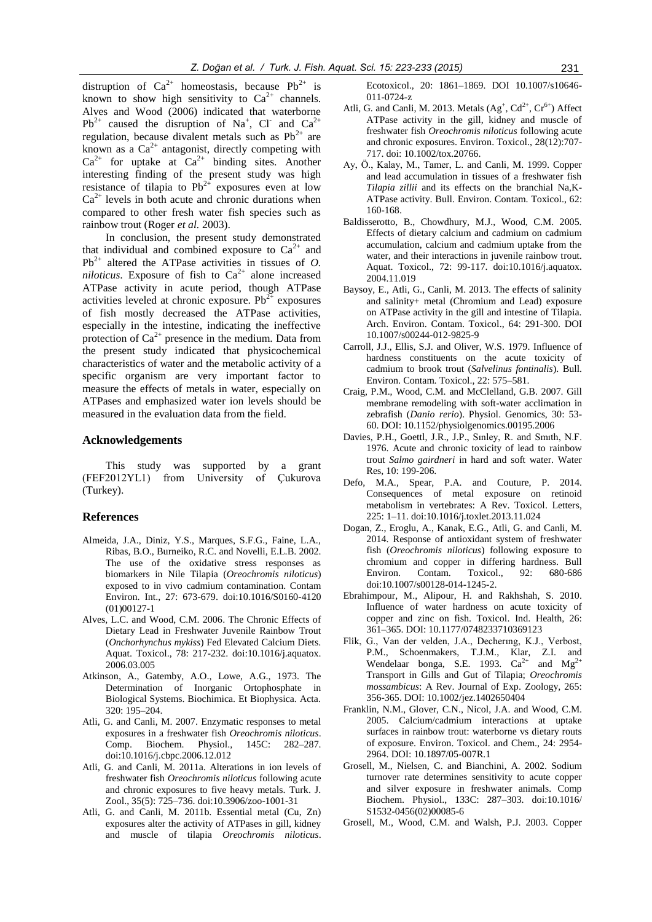distruption of $Ca^{2+}$ homeostasis, because $Pb^{2+}$ is known to show high sensitivity to $Ca^{2+}$ channels. Alves and Wood (2006) indicated that waterborne $Pb^{2+}$ caused the disruption of $Na^{+}$, $Cl^{-}$ and $Ca^{2+}$ regulation, because divalent metals such as $Pb^{2+}$ are known as a $Ca^{2+}$ antagonist, directly competing with $Ca^{2+}$ for uptake at $Ca^{2+}$ binding sites. Another interesting finding of the present study was high resistance of tilapia to $Pb^{2+}$ exposures even at low $Ca^{2+}$ levels in both acute and chronic durations when compared to other fresh water fish species such as rainbow trout (Roger *et al.* 2003).

In conclusion, the present study demonstrated that individual and combined exposure to $Ca^{2+}$ and $Pb^{2+}$ altered the ATPase activities in tissues of *O. niloticus*. Exposure of fish to $Ca^{2+}$ alone increased ATPase activity in acute period, though ATPase activities leveled at chronic exposure. $Pb^{2+}$ exposures of fish mostly decreased the ATPase activities, especially in the intestine, indicating the ineffective protection of $Ca^{2+}$ presence in the medium. Data from the present study indicated that physicochemical characteristics of water and the metabolic activity of a specific organism are very important factor to measure the effects of metals in water, especially on ATPases and emphasized water ion levels should be measured in the evaluation data from the field.

## Acknowledgements

This study was supported by a grant (FEF2012YL1) from University of Çukurova (Turkey).

## References

Almeida, J.A., Diniz, Y.S., Marques, S.F.G., Faine, L.A., Ribas, B.O., Burneiko, R.C. and Novelli, E.L.B. 2002. The use of the oxidative stress responses as biomarkers in Nile Tilapia (*Oreochromis niloticus*) exposed to in vivo cadmium contamination. Contam Environ. Int., 27: 673-679. doi:10.1016/S0160-4120 (01)00127-1

Alves, L.C. and Wood, C.M. 2006. The Chronic Effects of Dietary Lead in Freshwater Juvenile Rainbow Trout (*Onchorhynchus mykiss*) Fed Elevated Calcium Diets. Aquat. Toxicol., 78: 217-232. doi:10.1016/j.aquatox. 2006.03.005

Atkinson, A., Gatemby, A.O., Lowe, A.G., 1973. The Determination of Inorganic Ortophosphate in Biological Systems. Biochimica. Et Biophysica. Acta. 320: 195–204.

Atli, G. and Canli, M. 2007. Enzymatic responses to metal exposures in a freshwater fish *Oreochromis niloticus*. Comp. Biochem. Physiol., 145C: 282–287. doi:10.1016/j.cbpc.2006.12.012

Atli, G. and Canli, M. 2011a. Alterations in ion levels of freshwater fish *Oreochromis niloticus* following acute and chronic exposures to five heavy metals. Turk. J. Zool., 35(5): 725–736. doi:10.3906/zoo-1001-31

Atli, G. and Canli, M. 2011b. Essential metal (Cu, Zn) exposures alter the activity of ATPases in gill, kidney and muscle of tilapia *Oreochromis niloticus*. Ecotoxicol., 20: 1861–1869. DOI 10.1007/s10646-011-0724-z

Atli, G. and Canli, M. 2013. Metals ($Ag^{+}$, $Cd^{2+}$, $Cr^{6+}$) Affect ATPase activity in the gill, kidney and muscle of freshwater fish *Oreochromis niloticus* following acute and chronic exposures. Environ. Toxicol., 28(12):707-717. doi: 10.1002/tox.20766.

Ay, Ö., Kalay, M., Tamer, L. and Canli, M. 1999. Copper and lead accumulation in tissues of a freshwater fish *Tilapia zillii* and its effects on the branchial Na,K-ATPase activity. Bull. Environ. Contam. Toxicol., 62: 160-168.

Baldisserotto, B., Chowdhury, M.J., Wood, C.M. 2005. Effects of dietary calcium and cadmium on cadmium accumulation, calcium and cadmium uptake from the water, and their interactions in juvenile rainbow trout. Aquat. Toxicol., 72: 99-117. doi:10.1016/j.aquatox. 2004.11.019

Baysoy, E., Atli, G., Canli, M. 2013. The effects of salinity and salinity+ metal (Chromium and Lead) exposure on ATPase activity in the gill and intestine of Tilapia. Arch. Environ. Contam. Toxicol., 64: 291-300. DOI 10.1007/s00244-012-9825-9

Carroll, J.J., Ellis, S.J. and Oliver, W.S. 1979. Influence of hardness constituents on the acute toxicity of cadmium to brook trout (*Salvelinus fontinalis*). Bull. Environ. Contam. Toxicol., 22: 575–581.

Craig, P.M., Wood, C.M. and McClelland, G.B. 2007. Gill membrane remodeling with soft-water acclimation in zebrafish (*Danio rerio*). Physiol. Genomics, 30: 53-60. DOI: 10.1152/physiolgenomics.00195.2006

Davies, P.H., Goettl, J.R., J.P., Sınley, R. and Smıth, N.F. 1976. Acute and chronic toxicity of lead to rainbow trout *Salmo gairdneri* in hard and soft water. Water Res, 10: 199-206.

Defo, M.A., Spear, P.A. and Couture, P. 2014. Consequences of metal exposure on retinoid metabolism in vertebrates: A Rev. Toxicol. Letters, 225: 1–11. doi:10.1016/j.toxlet.2013.11.024

Dogan, Z., Eroglu, A., Kanak, E.G., Atli, G. and Canli, M. 2014. Response of antioxidant system of freshwater fish (*Oreochromis niloticus*) following exposure to chromium and copper in differing hardness. Bull Environ. Contam. Toxicol., 92: 680-686 doi:10.1007/s00128-014-1245-2.

Ebrahimpour, M., Alipour, H. and Rakhshah, S. 2010. Influence of water hardness on acute toxicity of copper and zinc on fish. Toxicol. Ind. Health, 26: 361–365. DOI: 10.1177/0748233710369123

Flik, G., Van der velden, J.A., Dechering, K.J., Verbost, P.M., Schoenmakers, T.J.M., Klar, Z.I. and Wendelaar bonga, S.E. 1993. $Ca^{2+}$ and $Mg^{2+}$ Transport in Gills and Gut of Tilapia; *Oreochromis mossambicus*: A Rev. Journal of Exp. Zoology, 265: 356-365. DOI: 10.1002/jez.1402650404

Franklin, N.M., Glover, C.N., Nicol, J.A. and Wood, C.M. 2005. Calcium/cadmium interactions at uptake surfaces in rainbow trout: waterborne vs dietary routs of exposure. Environ. Toxicol. and Chem., 24: 2954-2964. DOI: 10.1897/05-007R.1

Grosell, M., Nielsen, C. and Bianchini, A. 2002. Sodium turnover rate determines sensitivity to acute copper and silver exposure in freshwater animals. Comp Biochem. Physiol., 133C: 287–303. doi:10.1016/ S1532-0456(02)00085-6

Grosell, M., Wood, C.M. and Walsh, P.J. 2003. Copper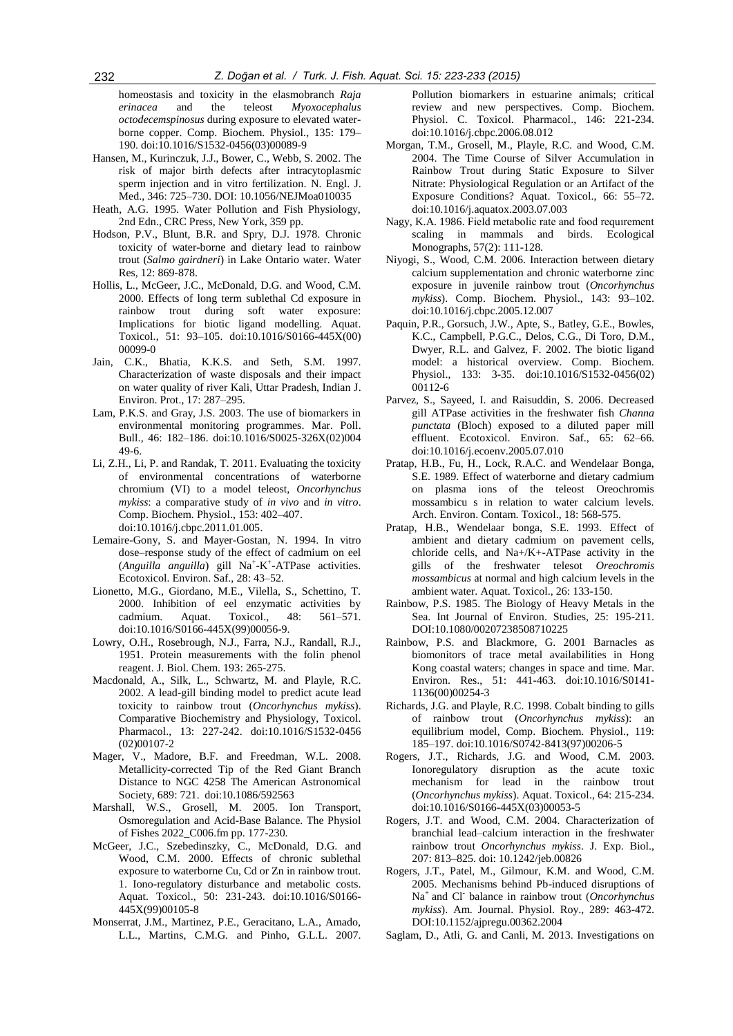homeostasis and toxicity in the elasmobranch *Raja erinacea* and the teleost *Myoxocephalus octodecemspinosus* during exposure to elevated waterborne copper. Comp. Biochem. Physiol., 135: 179–190. doi:10.1016/S1532-0456(03)00089-9

Hansen, M., Kurinczuk, J.J., Bower, C., Webb, S. 2002. The risk of major birth defects after intracytoplasmic sperm injection and in vitro fertilization. N. Engl. J. Med., 346: 725–730. DOI: 10.1056/NEJMoa010035

Heath, A.G. 1995. Water Pollution and Fish Physiology, 2nd Edn., CRC Press, New York, 359 pp.

Hodson, P.V., Blunt, B.R. and Spry, D.J. 1978. Chronic toxicity of water-borne and dietary lead to rainbow trout (*Salmo gairdneri*) in Lake Ontario water. Water Res, 12: 869-878.

Hollis, L., McGeer, J.C., McDonald, D.G. and Wood, C.M. 2000. Effects of long term sublethal Cd exposure in rainbow trout during soft water exposure: Implications for biotic ligand modelling. Aquat. Toxicol., 51: 93–105. doi:10.1016/S0166-445X(00)00099-0

Jain, C.K., Bhatia, K.K.S. and Seth, S.M. 1997. Characterization of waste disposals and their impact on water quality of river Kali, Uttar Pradesh, Indian J. Environ. Prot., 17: 287–295.

Lam, P.K.S. and Gray, J.S. 2003. The use of biomarkers in environmental monitoring programmes. Mar. Poll. Bull., 46: 182–186. doi:10.1016/S0025-326X(02)00449-6.

Li, Z.H., Li, P. and Randak, T. 2011. Evaluating the toxicity of environmental concentrations of waterborne chromium (VI) to a model teleost, *Oncorhynchus mykiss*: a comparative study of *in vivo* and *in vitro*. Comp. Biochem. Physiol., 153: 402–407. doi:10.1016/j.cbpc.2011.01.005.

Lemaire-Gony, S. and Mayer-Gostan, N. 1994. In vitro dose–response study of the effect of cadmium on eel (*Anguilla anguilla*) gill $Na^+$-$K^+$-ATPase activities. Ecotoxicol. Environ. Saf., 28: 43–52.

Lionetto, M.G., Giordano, M.E., Vilella, S., Schettino, T. 2000. Inhibition of eel enzymatic activities by cadmium. Aquat. Toxicol., 48: 561–571. doi:10.1016/S0166-445X(99)00056-9.

Lowry, O.H., Rosebrough, N.J., Farra, N.J., Randall, R.J., 1951. Protein measurements with the folin phenol reagent. J. Biol. Chem. 193: 265-275.

Macdonald, A., Silk, L., Schwartz, M. and Playle, R.C. 2002. A lead-gill binding model to predict acute lead toxicity to rainbow trout (*Oncorhynchus mykiss*). Comparative Biochemistry and Physiology, Toxicol. Pharmacol., 13: 227-242. doi:10.1016/S1532-0456(02)00107-2

Mager, V., Madore, B.F. and Freedman, W.L. 2008. Metallicity-corrected Tip of the Red Giant Branch Distance to NGC 4258 The American Astronomical Society, 689: 721. doi:10.1086/592563

Marshall, W.S., Grosell, M. 2005. Ion Transport, Osmoregulation and Acid-Base Balance. The Physiol of Fishes 2022_C006.fm pp. 177-230.

McGeer, J.C., Szebedinszky, C., McDonald, D.G. and Wood, C.M. 2000. Effects of chronic sublethal exposure to waterborne Cu, Cd or Zn in rainbow trout. 1. Iono-regulatory disturbance and metabolic costs. Aquat. Toxicol., 50: 231-243. doi:10.1016/S0166-445X(99)00105-8

Monserrat, J.M., Martinez, P.E., Geracitano, L.A., Amado, L.L., Martins, C.M.G. and Pinho, G.L.L. 2007. Pollution biomarkers in estuarine animals; critical review and new perspectives. Comp. Biochem. Physiol. C. Toxicol. Pharmacol., 146: 221-234. doi:10.1016/j.cbpc.2006.08.012

Morgan, T.M., Grosell, M., Playle, R.C. and Wood, C.M. 2004. The Time Course of Silver Accumulation in Rainbow Trout during Static Exposure to Silver Nitrate: Physiological Regulation or an Artifact of the Exposure Conditions? Aquat. Toxicol., 66: 55–72. doi:10.1016/j.aquatox.2003.07.003

Nagy, K.A. 1986. Field metabolic rate and food requırement scaling in mammals and birds. Ecological Monographs, 57(2): 111-128.

Niyogi, S., Wood, C.M. 2006. Interaction between dietary calcium supplementation and chronic waterborne zinc exposure in juvenile rainbow trout (*Oncorhynchus mykiss*). Comp. Biochem. Physiol., 143: 93–102. doi:10.1016/j.cbpc.2005.12.007

Paquin, P.R., Gorsuch, J.W., Apte, S., Batley, G.E., Bowles, K.C., Campbell, P.G.C., Delos, C.G., Di Toro, D.M., Dwyer, R.L. and Galvez, F. 2002. The biotic ligand model: a historical overview. Comp. Biochem. Physiol., 133: 3-35. doi:10.1016/S1532-0456(02)00112-6

Parvez, S., Sayeed, I. and Raisuddin, S. 2006. Decreased gill ATPase activities in the freshwater fish *Channa punctata* (Bloch) exposed to a diluted paper mill effluent. Ecotoxicol. Environ. Saf., 65: 62–66. doi:10.1016/j.ecoenv.2005.07.010

Pratap, H.B., Fu, H., Lock, R.A.C. and Wendelaar Bonga, S.E. 1989. Effect of waterborne and dietary cadmium on plasma ions of the teleost Oreochromis mossambicu s in relation to water calcium levels. Arch. Environ. Contam. Toxicol., 18: 568-575.

Pratap, H.B., Wendelaar bonga, S.E. 1993. Effect of ambient and dietary cadmium on pavement cells, chloride cells, and Na+/K+-ATPase activity in the gills of the freshwater telesot *Oreochromis mossambicus* at normal and high calcium levels in the ambient water. Aquat. Toxicol., 26: 133-150.

Rainbow, P.S. 1985. The Biology of Heavy Metals in the Sea. Int Journal of Environ. Studies, 25: 195-211. DOI:10.1080/00207238508710225

Rainbow, P.S. and Blackmore, G. 2001 Barnacles as biomonitors of trace metal availabilities in Hong Kong coastal waters; changes in space and time. Mar. Environ. Res., 51: 441-463. doi:10.1016/S0141-1136(00)00254-3

Richards, J.G. and Playle, R.C. 1998. Cobalt binding to gills of rainbow trout (*Oncorhynchus mykiss*): an equilibrium model, Comp. Biochem. Physiol., 119: 185–197. doi:10.1016/S0742-8413(97)00206-5

Rogers, J.T., Richards, J.G. and Wood, C.M. 2003. Ionoregulatory disruption as the acute toxic mechanism for lead in the rainbow trout (*Oncorhynchus mykiss*). Aquat. Toxicol., 64: 215-234. doi:10.1016/S0166-445X(03)00053-5

Rogers, J.T. and Wood, C.M. 2004. Characterization of branchial lead–calcium interaction in the freshwater rainbow trout *Oncorhynchus mykiss*. J. Exp. Biol., 207: 813–825. doi: 10.1242/jeb.00826

Rogers, J.T., Patel, M., Gilmour, K.M. and Wood, C.M. 2005. Mechanisms behind Pb-induced disruptions of $Na^+$ and $Cl^-$ balance in rainbow trout (*Oncorhynchus mykiss*). Am. Journal. Physiol. Roy., 289: 463-472. DOI:10.1152/ajpregu.00362.2004

Saglam, D., Atli, G. and Canli, M. 2013. Investigations on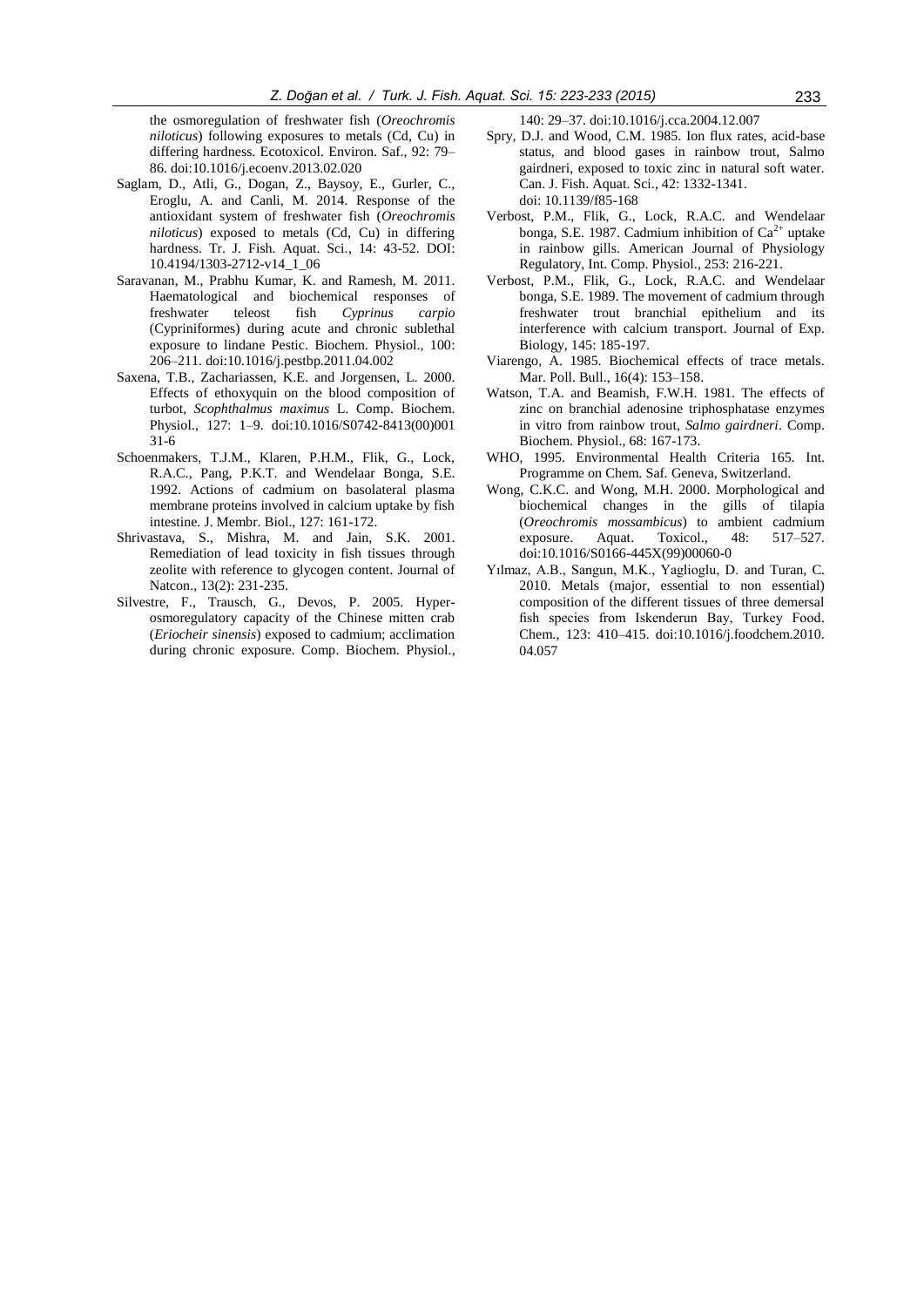the osmoregulation of freshwater fish (*Oreochromis niloticus*) following exposures to metals (Cd, Cu) in differing hardness. Ecotoxicol. Environ. Saf., 92: 79–86. doi:10.1016/j.ecoenv.2013.02.020

Saglam, D., Atli, G., Dogan, Z., Baysoy, E., Gurler, C., Eroglu, A. and Canli, M. 2014. Response of the antioxidant system of freshwater fish (*Oreochromis niloticus*) exposed to metals (Cd, Cu) in differing hardness. Tr. J. Fish. Aquat. Sci., 14: 43-52. DOI: 10.4194/1303-2712-v14_1_06

Saravanan, M., Prabhu Kumar, K. and Ramesh, M. 2011. Haematological and biochemical responses of freshwater teleost fish *Cyprinus carpio* (Cypriniformes) during acute and chronic sublethal exposure to lindane Pestic. Biochem. Physiol., 100: 206–211. doi:10.1016/j.pestbp.2011.04.002

Saxena, T.B., Zachariassen, K.E. and Jorgensen, L. 2000. Effects of ethoxyquin on the blood composition of turbot, *Scophthalmus maximus* L. Comp. Biochem. Physiol., 127: 1–9. doi:10.1016/S0742-8413(00)00131-6

Schoenmakers, T.J.M., Klaren, P.H.M., Flik, G., Lock, R.A.C., Pang, P.K.T. and Wendelaar Bonga, S.E. 1992. Actions of cadmium on basolateral plasma membrane proteins involved in calcium uptake by fish intestine. J. Membr. Biol., 127: 161-172.

Shrivastava, S., Mishra, M. and Jain, S.K. 2001. Remediation of lead toxicity in fish tissues through zeolite with reference to glycogen content. Journal of Natcon., 13(2): 231-235.

Silvestre, F., Trausch, G., Devos, P. 2005. Hyper-osmoregulatory capacity of the Chinese mitten crab (*Eriocheir sinensis*) exposed to cadmium; acclimation during chronic exposure. Comp. Biochem. Physiol., 140: 29–37. doi:10.1016/j.cca.2004.12.007

Spry, D.J. and Wood, C.M. 1985. Ion flux rates, acid-base status, and blood gases in rainbow trout, Salmo gairdneri, exposed to toxic zinc in natural soft water. Can. J. Fish. Aquat. Sci., 42: 1332-1341. doi: 10.1139/f85-168

Verbost, P.M., Flik, G., Lock, R.A.C. and Wendelaar bonga, S.E. 1987. Cadmium inhibition of $Ca^{2+}$ uptake in rainbow gills. American Journal of Physiology Regulatory, Int. Comp. Physiol., 253: 216-221.

Verbost, P.M., Flik, G., Lock, R.A.C. and Wendelaar bonga, S.E. 1989. The movement of cadmium through freshwater trout branchial epithelium and its interference with calcium transport. Journal of Exp. Biology, 145: 185-197.

Viarengo, A. 1985. Biochemical effects of trace metals. Mar. Poll. Bull., 16(4): 153–158.

Watson, T.A. and Beamish, F.W.H. 1981. The effects of zinc on branchial adenosine triphosphatase enzymes in vitro from rainbow trout, *Salmo gairdneri*. Comp. Biochem. Physiol., 68: 167-173.

WHO, 1995. Environmental Health Criteria 165. Int. Programme on Chem. Saf. Geneva, Switzerland.

Wong, C.K.C. and Wong, M.H. 2000. Morphological and biochemical changes in the gills of tilapia (*Oreochromis mossambicus*) to ambient cadmium exposure. Aquat. Toxicol., 48: 517–527. doi:10.1016/S0166-445X(99)00060-0

Yılmaz, A.B., Sangun, M.K., Yaglioglu, D. and Turan, C. 2010. Metals (major, essential to non essential) composition of the different tissues of three demersal fish species from Iskenderun Bay, Turkey Food. Chem., 123: 410–415. doi:10.1016/j.foodchem.2010.04.057